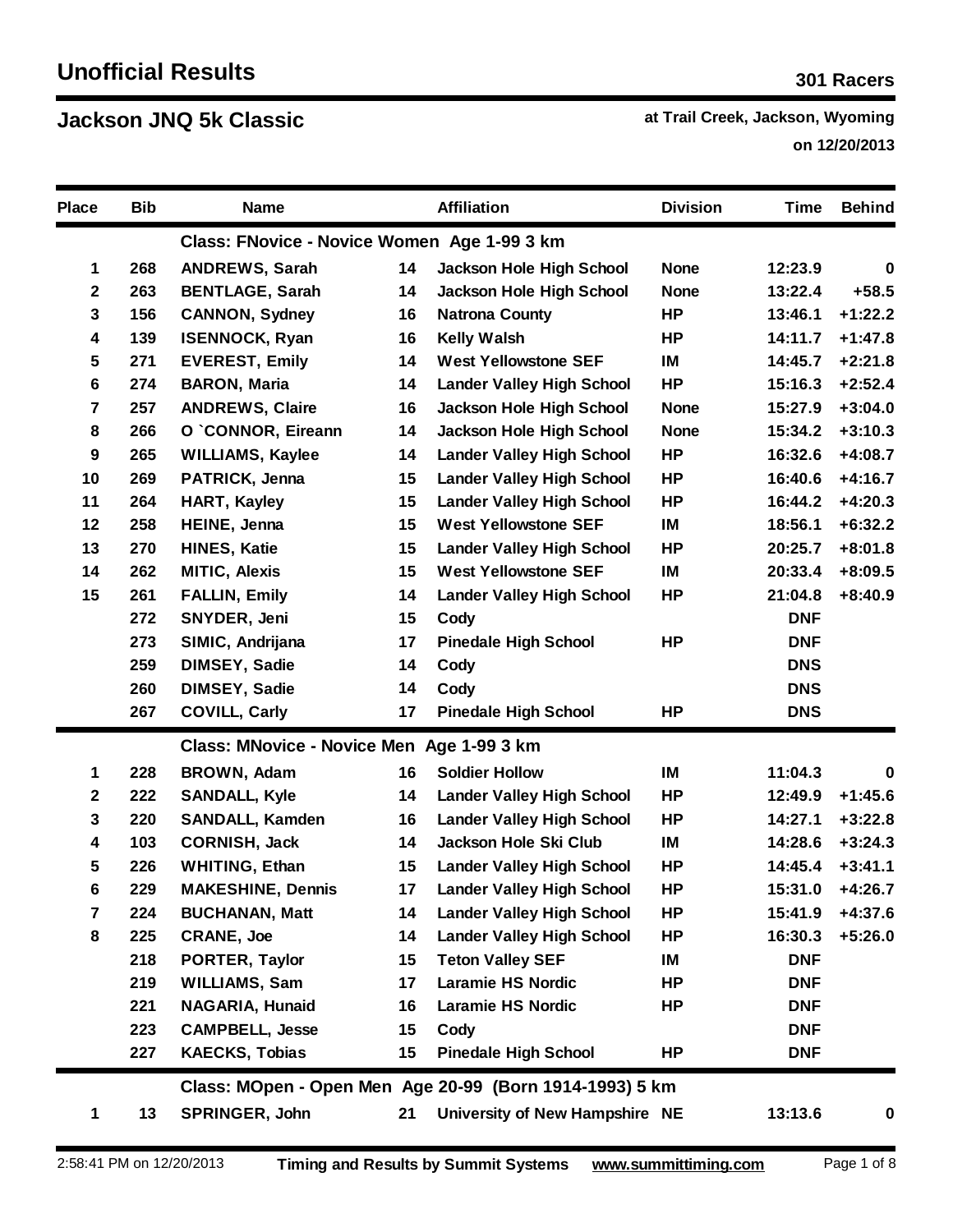# Unofficial Results

**301 Racers**

## Jackson JNQ 5k Classic

**at Trail Creek, Jackson, Wyoming**

**on 12/20/2013**

| Place | Bib | Name | | Affiliation | Division | Time | Behind |
|---|---|---|---|---|---|---|---|
| | | **Class: FNovice - Novice Women Age 1-99 3 km** | | | | | |
| 1 | 268 | ANDREWS, Sarah | 14 | Jackson Hole High School | None | 12:23.9 | 0 |
| 2 | 263 | BENTLAGE, Sarah | 14 | Jackson Hole High School | None | 13:22.4 | +58.5 |
| 3 | 156 | CANNON, Sydney | 16 | Natrona County | HP | 13:46.1 | +1:22.2 |
| 4 | 139 | ISENNOCK, Ryan | 16 | Kelly Walsh | HP | 14:11.7 | +1:47.8 |
| 5 | 271 | EVEREST, Emily | 14 | West Yellowstone SEF | IM | 14:45.7 | +2:21.8 |
| 6 | 274 | BARON, Maria | 14 | Lander Valley High School | HP | 15:16.3 | +2:52.4 |
| 7 | 257 | ANDREWS, Claire | 16 | Jackson Hole High School | None | 15:27.9 | +3:04.0 |
| 8 | 266 | O `CONNOR, Eireann | 14 | Jackson Hole High School | None | 15:34.2 | +3:10.3 |
| 9 | 265 | WILLIAMS, Kaylee | 14 | Lander Valley High School | HP | 16:32.6 | +4:08.7 |
| 10 | 269 | PATRICK, Jenna | 15 | Lander Valley High School | HP | 16:40.6 | +4:16.7 |
| 11 | 264 | HART, Kayley | 15 | Lander Valley High School | HP | 16:44.2 | +4:20.3 |
| 12 | 258 | HEINE, Jenna | 15 | West Yellowstone SEF | IM | 18:56.1 | +6:32.2 |
| 13 | 270 | HINES, Katie | 15 | Lander Valley High School | HP | 20:25.7 | +8:01.8 |
| 14 | 262 | MITIC, Alexis | 15 | West Yellowstone SEF | IM | 20:33.4 | +8:09.5 |
| 15 | 261 | FALLIN, Emily | 14 | Lander Valley High School | HP | 21:04.8 | +8:40.9 |
| | 272 | SNYDER, Jeni | 15 | Cody | | DNF | |
| | 273 | SIMIC, Andrijana | 17 | Pinedale High School | HP | DNF | |
| | 259 | DIMSEY, Sadie | 14 | Cody | | DNS | |
| | 260 | DIMSEY, Sadie | 14 | Cody | | DNS | |
| | 267 | COVILL, Carly | 17 | Pinedale High School | HP | DNS | |
| | | **Class: MNovice - Novice Men Age 1-99 3 km** | | | | | |
| 1 | 228 | BROWN, Adam | 16 | Soldier Hollow | IM | 11:04.3 | 0 |
| 2 | 222 | SANDALL, Kyle | 14 | Lander Valley High School | HP | 12:49.9 | +1:45.6 |
| 3 | 220 | SANDALL, Kamden | 16 | Lander Valley High School | HP | 14:27.1 | +3:22.8 |
| 4 | 103 | CORNISH, Jack | 14 | Jackson Hole Ski Club | IM | 14:28.6 | +3:24.3 |
| 5 | 226 | WHITING, Ethan | 15 | Lander Valley High School | HP | 14:45.4 | +3:41.1 |
| 6 | 229 | MAKESHINE, Dennis | 17 | Lander Valley High School | HP | 15:31.0 | +4:26.7 |
| 7 | 224 | BUCHANAN, Matt | 14 | Lander Valley High School | HP | 15:41.9 | +4:37.6 |
| 8 | 225 | CRANE, Joe | 14 | Lander Valley High School | HP | 16:30.3 | +5:26.0 |
| | 218 | PORTER, Taylor | 15 | Teton Valley SEF | IM | DNF | |
| | 219 | WILLIAMS, Sam | 17 | Laramie HS Nordic | HP | DNF | |
| | 221 | NAGARIA, Hunaid | 16 | Laramie HS Nordic | HP | DNF | |
| | 223 | CAMPBELL, Jesse | 15 | Cody | | DNF | |
| | 227 | KAECKS, Tobias | 15 | Pinedale High School | HP | DNF | |
| | | **Class: MOpen - Open Men Age 20-99 (Born 1914-1993) 5 km** | | | | | |
| 1 | 13 | SPRINGER, John | 21 | University of New Hampshire | NE | 13:13.6 | 0 |

2:58:41 PM on 12/20/2013 — Timing and Results by Summit Systems — www.summittiming.com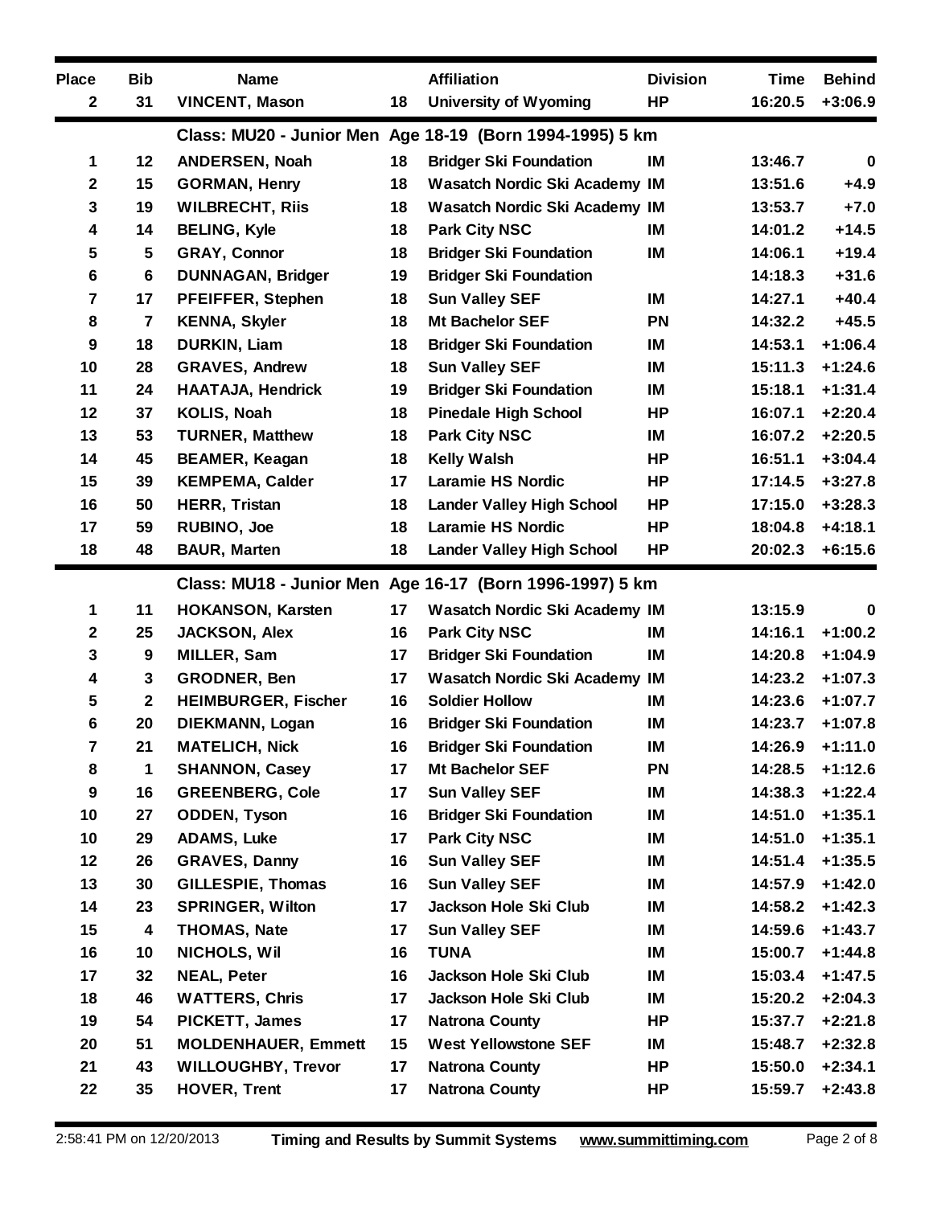| Place | Bib | Name | | Affiliation | Division | Time | Behind |
|---|---|---|---|---|---|---|---|
| 2 | 31 | VINCENT, Mason | 18 | University of Wyoming | HP | 16:20.5 | +3:06.9 |

## Class: MU20 - Junior Men Age 18-19 (Born 1994-1995) 5 km

| Place | Bib | Name | | Affiliation | Division | Time | Behind |
|---|---|---|---|---|---|---|---|
| 1 | 12 | ANDERSEN, Noah | 18 | Bridger Ski Foundation | IM | 13:46.7 | 0 |
| 2 | 15 | GORMAN, Henry | 18 | Wasatch Nordic Ski Academy | IM | 13:51.6 | +4.9 |
| 3 | 19 | WILBRECHT, Riis | 18 | Wasatch Nordic Ski Academy | IM | 13:53.7 | +7.0 |
| 4 | 14 | BELING, Kyle | 18 | Park City NSC | IM | 14:01.2 | +14.5 |
| 5 | 5 | GRAY, Connor | 18 | Bridger Ski Foundation | IM | 14:06.1 | +19.4 |
| 6 | 6 | DUNNAGAN, Bridger | 19 | Bridger Ski Foundation | | 14:18.3 | +31.6 |
| 7 | 17 | PFEIFFER, Stephen | 18 | Sun Valley SEF | IM | 14:27.1 | +40.4 |
| 8 | 7 | KENNA, Skyler | 18 | Mt Bachelor SEF | PN | 14:32.2 | +45.5 |
| 9 | 18 | DURKIN, Liam | 18 | Bridger Ski Foundation | IM | 14:53.1 | +1:06.4 |
| 10 | 28 | GRAVES, Andrew | 18 | Sun Valley SEF | IM | 15:11.3 | +1:24.6 |
| 11 | 24 | HAATAJA, Hendrick | 19 | Bridger Ski Foundation | IM | 15:18.1 | +1:31.4 |
| 12 | 37 | KOLIS, Noah | 18 | Pinedale High School | HP | 16:07.1 | +2:20.4 |
| 13 | 53 | TURNER, Matthew | 18 | Park City NSC | IM | 16:07.2 | +2:20.5 |
| 14 | 45 | BEAMER, Keagan | 18 | Kelly Walsh | HP | 16:51.1 | +3:04.4 |
| 15 | 39 | KEMPEMA, Calder | 17 | Laramie HS Nordic | HP | 17:14.5 | +3:27.8 |
| 16 | 50 | HERR, Tristan | 18 | Lander Valley High School | HP | 17:15.0 | +3:28.3 |
| 17 | 59 | RUBINO, Joe | 18 | Laramie HS Nordic | HP | 18:04.8 | +4:18.1 |
| 18 | 48 | BAUR, Marten | 18 | Lander Valley High School | HP | 20:02.3 | +6:15.6 |

## Class: MU18 - Junior Men Age 16-17 (Born 1996-1997) 5 km

| Place | Bib | Name | | Affiliation | Division | Time | Behind |
|---|---|---|---|---|---|---|---|
| 1 | 11 | HOKANSON, Karsten | 17 | Wasatch Nordic Ski Academy | IM | 13:15.9 | 0 |
| 2 | 25 | JACKSON, Alex | 16 | Park City NSC | IM | 14:16.1 | +1:00.2 |
| 3 | 9 | MILLER, Sam | 17 | Bridger Ski Foundation | IM | 14:20.8 | +1:04.9 |
| 4 | 3 | GRODNER, Ben | 17 | Wasatch Nordic Ski Academy | IM | 14:23.2 | +1:07.3 |
| 5 | 2 | HEIMBURGER, Fischer | 16 | Soldier Hollow | IM | 14:23.6 | +1:07.7 |
| 6 | 20 | DIEKMANN, Logan | 16 | Bridger Ski Foundation | IM | 14:23.7 | +1:07.8 |
| 7 | 21 | MATELICH, Nick | 16 | Bridger Ski Foundation | IM | 14:26.9 | +1:11.0 |
| 8 | 1 | SHANNON, Casey | 17 | Mt Bachelor SEF | PN | 14:28.5 | +1:12.6 |
| 9 | 16 | GREENBERG, Cole | 17 | Sun Valley SEF | IM | 14:38.3 | +1:22.4 |
| 10 | 27 | ODDEN, Tyson | 16 | Bridger Ski Foundation | IM | 14:51.0 | +1:35.1 |
| 10 | 29 | ADAMS, Luke | 17 | Park City NSC | IM | 14:51.0 | +1:35.1 |
| 12 | 26 | GRAVES, Danny | 16 | Sun Valley SEF | IM | 14:51.4 | +1:35.5 |
| 13 | 30 | GILLESPIE, Thomas | 16 | Sun Valley SEF | IM | 14:57.9 | +1:42.0 |
| 14 | 23 | SPRINGER, Wilton | 17 | Jackson Hole Ski Club | IM | 14:58.2 | +1:42.3 |
| 15 | 4 | THOMAS, Nate | 17 | Sun Valley SEF | IM | 14:59.6 | +1:43.7 |
| 16 | 10 | NICHOLS, Wil | 16 | TUNA | IM | 15:00.7 | +1:44.8 |
| 17 | 32 | NEAL, Peter | 16 | Jackson Hole Ski Club | IM | 15:03.4 | +1:47.5 |
| 18 | 46 | WATTERS, Chris | 17 | Jackson Hole Ski Club | IM | 15:20.2 | +2:04.3 |
| 19 | 54 | PICKETT, James | 17 | Natrona County | HP | 15:37.7 | +2:21.8 |
| 20 | 51 | MOLDENHAUER, Emmett | 15 | West Yellowstone SEF | IM | 15:48.7 | +2:32.8 |
| 21 | 43 | WILLOUGHBY, Trevor | 17 | Natrona County | HP | 15:50.0 | +2:34.1 |
| 22 | 35 | HOVER, Trent | 17 | Natrona County | HP | 15:59.7 | +2:43.8 |

2:58:41 PM on 12/20/2013 **Timing and Results by Summit Systems** www.summittiming.com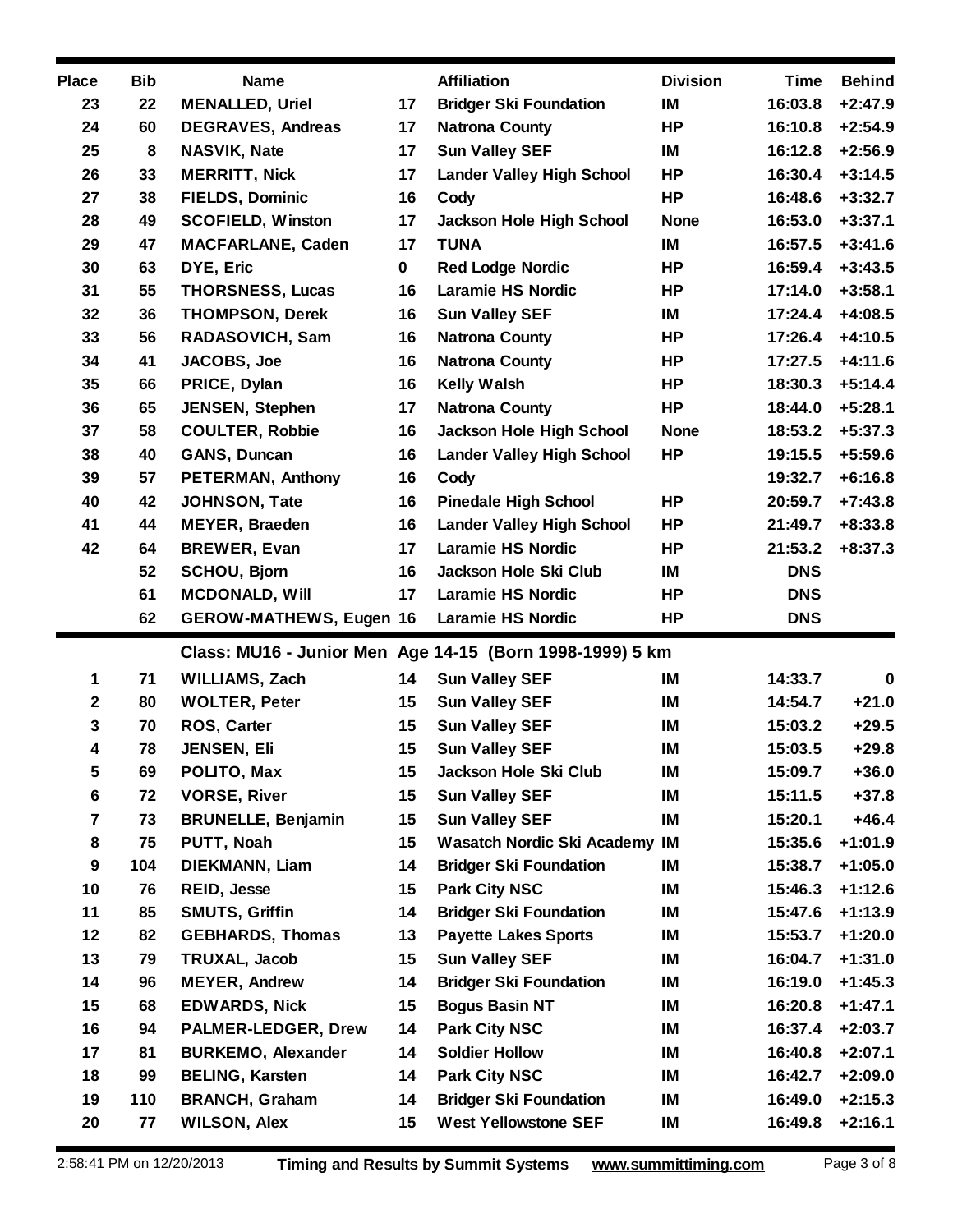| Place | Bib | Name | | Affiliation | Division | Time | Behind |
|---|---|---|---|---|---|---|---|
| 23 | 22 | MENALLED, Uriel | 17 | Bridger Ski Foundation | IM | 16:03.8 | +2:47.9 |
| 24 | 60 | DEGRAVES, Andreas | 17 | Natrona County | HP | 16:10.8 | +2:54.9 |
| 25 | 8 | NASVIK, Nate | 17 | Sun Valley SEF | IM | 16:12.8 | +2:56.9 |
| 26 | 33 | MERRITT, Nick | 17 | Lander Valley High School | HP | 16:30.4 | +3:14.5 |
| 27 | 38 | FIELDS, Dominic | 16 | Cody | HP | 16:48.6 | +3:32.7 |
| 28 | 49 | SCOFIELD, Winston | 17 | Jackson Hole High School | None | 16:53.0 | +3:37.1 |
| 29 | 47 | MACFARLANE, Caden | 17 | TUNA | IM | 16:57.5 | +3:41.6 |
| 30 | 63 | DYE, Eric | 0 | Red Lodge Nordic | HP | 16:59.4 | +3:43.5 |
| 31 | 55 | THORSNESS, Lucas | 16 | Laramie HS Nordic | HP | 17:14.0 | +3:58.1 |
| 32 | 36 | THOMPSON, Derek | 16 | Sun Valley SEF | IM | 17:24.4 | +4:08.5 |
| 33 | 56 | RADASOVICH, Sam | 16 | Natrona County | HP | 17:26.4 | +4:10.5 |
| 34 | 41 | JACOBS, Joe | 16 | Natrona County | HP | 17:27.5 | +4:11.6 |
| 35 | 66 | PRICE, Dylan | 16 | Kelly Walsh | HP | 18:30.3 | +5:14.4 |
| 36 | 65 | JENSEN, Stephen | 17 | Natrona County | HP | 18:44.0 | +5:28.1 |
| 37 | 58 | COULTER, Robbie | 16 | Jackson Hole High School | None | 18:53.2 | +5:37.3 |
| 38 | 40 | GANS, Duncan | 16 | Lander Valley High School | HP | 19:15.5 | +5:59.6 |
| 39 | 57 | PETERMAN, Anthony | 16 | Cody | | 19:32.7 | +6:16.8 |
| 40 | 42 | JOHNSON, Tate | 16 | Pinedale High School | HP | 20:59.7 | +7:43.8 |
| 41 | 44 | MEYER, Braeden | 16 | Lander Valley High School | HP | 21:49.7 | +8:33.8 |
| 42 | 64 | BREWER, Evan | 17 | Laramie HS Nordic | HP | 21:53.2 | +8:37.3 |
| | 52 | SCHOU, Bjorn | 16 | Jackson Hole Ski Club | IM | DNS | |
| | 61 | MCDONALD, Will | 17 | Laramie HS Nordic | HP | DNS | |
| | 62 | GEROW-MATHEWS, Eugen | 16 | Laramie HS Nordic | HP | DNS | |

## Class: MU16 - Junior Men Age 14-15 (Born 1998-1999) 5 km

| Place | Bib | Name | | Affiliation | Division | Time | Behind |
|---|---|---|---|---|---|---|---|
| 1 | 71 | WILLIAMS, Zach | 14 | Sun Valley SEF | IM | 14:33.7 | 0 |
| 2 | 80 | WOLTER, Peter | 15 | Sun Valley SEF | IM | 14:54.7 | +21.0 |
| 3 | 70 | ROS, Carter | 15 | Sun Valley SEF | IM | 15:03.2 | +29.5 |
| 4 | 78 | JENSEN, Eli | 15 | Sun Valley SEF | IM | 15:03.5 | +29.8 |
| 5 | 69 | POLITO, Max | 15 | Jackson Hole Ski Club | IM | 15:09.7 | +36.0 |
| 6 | 72 | VORSE, River | 15 | Sun Valley SEF | IM | 15:11.5 | +37.8 |
| 7 | 73 | BRUNELLE, Benjamin | 15 | Sun Valley SEF | IM | 15:20.1 | +46.4 |
| 8 | 75 | PUTT, Noah | 15 | Wasatch Nordic Ski Academy | IM | 15:35.6 | +1:01.9 |
| 9 | 104 | DIEKMANN, Liam | 14 | Bridger Ski Foundation | IM | 15:38.7 | +1:05.0 |
| 10 | 76 | REID, Jesse | 15 | Park City NSC | IM | 15:46.3 | +1:12.6 |
| 11 | 85 | SMUTS, Griffin | 14 | Bridger Ski Foundation | IM | 15:47.6 | +1:13.9 |
| 12 | 82 | GEBHARDS, Thomas | 13 | Payette Lakes Sports | IM | 15:53.7 | +1:20.0 |
| 13 | 79 | TRUXAL, Jacob | 15 | Sun Valley SEF | IM | 16:04.7 | +1:31.0 |
| 14 | 96 | MEYER, Andrew | 14 | Bridger Ski Foundation | IM | 16:19.0 | +1:45.3 |
| 15 | 68 | EDWARDS, Nick | 15 | Bogus Basin NT | IM | 16:20.8 | +1:47.1 |
| 16 | 94 | PALMER-LEDGER, Drew | 14 | Park City NSC | IM | 16:37.4 | +2:03.7 |
| 17 | 81 | BURKEMO, Alexander | 14 | Soldier Hollow | IM | 16:40.8 | +2:07.1 |
| 18 | 99 | BELING, Karsten | 14 | Park City NSC | IM | 16:42.7 | +2:09.0 |
| 19 | 110 | BRANCH, Graham | 14 | Bridger Ski Foundation | IM | 16:49.0 | +2:15.3 |
| 20 | 77 | WILSON, Alex | 15 | West Yellowstone SEF | IM | 16:49.8 | +2:16.1 |

2:58:41 PM on 12/20/2013 Timing and Results by Summit Systems www.summittiming.com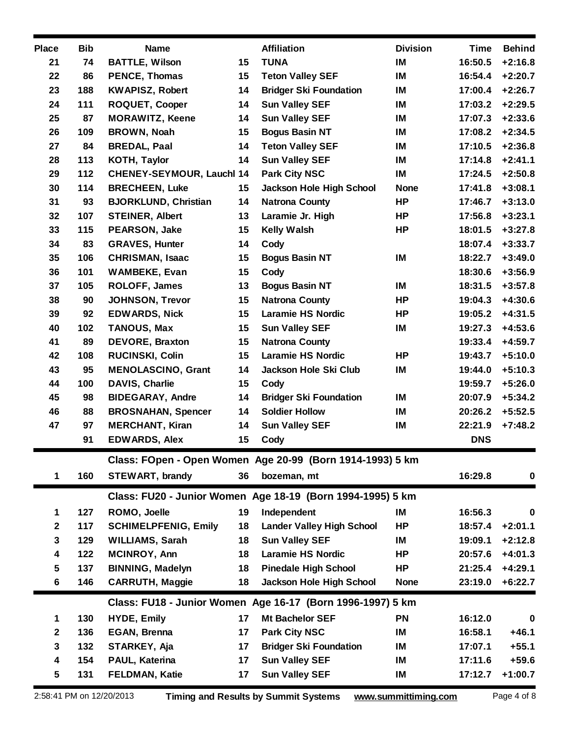| Place | Bib | Name | | Affiliation | Division | Time | Behind |
|---|---|---|---|---|---|---|---|
| 21 | 74 | BATTLE, Wilson | 15 | TUNA | IM | 16:50.5 | +2:16.8 |
| 22 | 86 | PENCE, Thomas | 15 | Teton Valley SEF | IM | 16:54.4 | +2:20.7 |
| 23 | 188 | KWAPISZ, Robert | 14 | Bridger Ski Foundation | IM | 17:00.4 | +2:26.7 |
| 24 | 111 | ROQUET, Cooper | 14 | Sun Valley SEF | IM | 17:03.2 | +2:29.5 |
| 25 | 87 | MORAWITZ, Keene | 14 | Sun Valley SEF | IM | 17:07.3 | +2:33.6 |
| 26 | 109 | BROWN, Noah | 15 | Bogus Basin NT | IM | 17:08.2 | +2:34.5 |
| 27 | 84 | BREDAL, Paal | 14 | Teton Valley SEF | IM | 17:10.5 | +2:36.8 |
| 28 | 113 | KOTH, Taylor | 14 | Sun Valley SEF | IM | 17:14.8 | +2:41.1 |
| 29 | 112 | CHENEY-SEYMOUR, Lauchl | 14 | Park City NSC | IM | 17:24.5 | +2:50.8 |
| 30 | 114 | BRECHEEN, Luke | 15 | Jackson Hole High School | None | 17:41.8 | +3:08.1 |
| 31 | 93 | BJORKLUND, Christian | 14 | Natrona County | HP | 17:46.7 | +3:13.0 |
| 32 | 107 | STEINER, Albert | 13 | Laramie Jr. High | HP | 17:56.8 | +3:23.1 |
| 33 | 115 | PEARSON, Jake | 15 | Kelly Walsh | HP | 18:01.5 | +3:27.8 |
| 34 | 83 | GRAVES, Hunter | 14 | Cody | | 18:07.4 | +3:33.7 |
| 35 | 106 | CHRISMAN, Isaac | 15 | Bogus Basin NT | IM | 18:22.7 | +3:49.0 |
| 36 | 101 | WAMBEKE, Evan | 15 | Cody | | 18:30.6 | +3:56.9 |
| 37 | 105 | ROLOFF, James | 13 | Bogus Basin NT | IM | 18:31.5 | +3:57.8 |
| 38 | 90 | JOHNSON, Trevor | 15 | Natrona County | HP | 19:04.3 | +4:30.6 |
| 39 | 92 | EDWARDS, Nick | 15 | Laramie HS Nordic | HP | 19:05.2 | +4:31.5 |
| 40 | 102 | TANOUS, Max | 15 | Sun Valley SEF | IM | 19:27.3 | +4:53.6 |
| 41 | 89 | DEVORE, Braxton | 15 | Natrona County | | 19:33.4 | +4:59.7 |
| 42 | 108 | RUCINSKI, Colin | 15 | Laramie HS Nordic | HP | 19:43.7 | +5:10.0 |
| 43 | 95 | MENOLASCINO, Grant | 14 | Jackson Hole Ski Club | IM | 19:44.0 | +5:10.3 |
| 44 | 100 | DAVIS, Charlie | 15 | Cody | | 19:59.7 | +5:26.0 |
| 45 | 98 | BIDEGARAY, Andre | 14 | Bridger Ski Foundation | IM | 20:07.9 | +5:34.2 |
| 46 | 88 | BROSNAHAN, Spencer | 14 | Soldier Hollow | IM | 20:26.2 | +5:52.5 |
| 47 | 97 | MERCHANT, Kiran | 14 | Sun Valley SEF | IM | 22:21.9 | +7:48.2 |
| | 91 | EDWARDS, Alex | 15 | Cody | | DNS | |

**Class: FOpen - Open Women Age 20-99 (Born 1914-1993) 5 km**

| Place | Bib | Name | | Affiliation | Division | Time | Behind |
|---|---|---|---|---|---|---|---|
| 1 | 160 | STEWART, brandy | 36 | bozeman, mt | | 16:29.8 | 0 |

**Class: FU20 - Junior Women Age 18-19 (Born 1994-1995) 5 km**

| Place | Bib | Name | | Affiliation | Division | Time | Behind |
|---|---|---|---|---|---|---|---|
| 1 | 127 | ROMO, Joelle | 19 | Independent | IM | 16:56.3 | 0 |
| 2 | 117 | SCHIMELPFENIG, Emily | 18 | Lander Valley High School | HP | 18:57.4 | +2:01.1 |
| 3 | 129 | WILLIAMS, Sarah | 18 | Sun Valley SEF | IM | 19:09.1 | +2:12.8 |
| 4 | 122 | MCINROY, Ann | 18 | Laramie HS Nordic | HP | 20:57.6 | +4:01.3 |
| 5 | 137 | BINNING, Madelyn | 18 | Pinedale High School | HP | 21:25.4 | +4:29.1 |
| 6 | 146 | CARRUTH, Maggie | 18 | Jackson Hole High School | None | 23:19.0 | +6:22.7 |

**Class: FU18 - Junior Women Age 16-17 (Born 1996-1997) 5 km**

| Place | Bib | Name | | Affiliation | Division | Time | Behind |
|---|---|---|---|---|---|---|---|
| 1 | 130 | HYDE, Emily | 17 | Mt Bachelor SEF | PN | 16:12.0 | 0 |
| 2 | 136 | EGAN, Brenna | 17 | Park City NSC | IM | 16:58.1 | +46.1 |
| 3 | 132 | STARKEY, Aja | 17 | Bridger Ski Foundation | IM | 17:07.1 | +55.1 |
| 4 | 154 | PAUL, Katerina | 17 | Sun Valley SEF | IM | 17:11.6 | +59.6 |
| 5 | 131 | FELDMAN, Katie | 17 | Sun Valley SEF | IM | 17:12.7 | +1:00.7 |

2:58:41 PM on 12/20/2013 **Timing and Results by Summit Systems** www.summittiming.com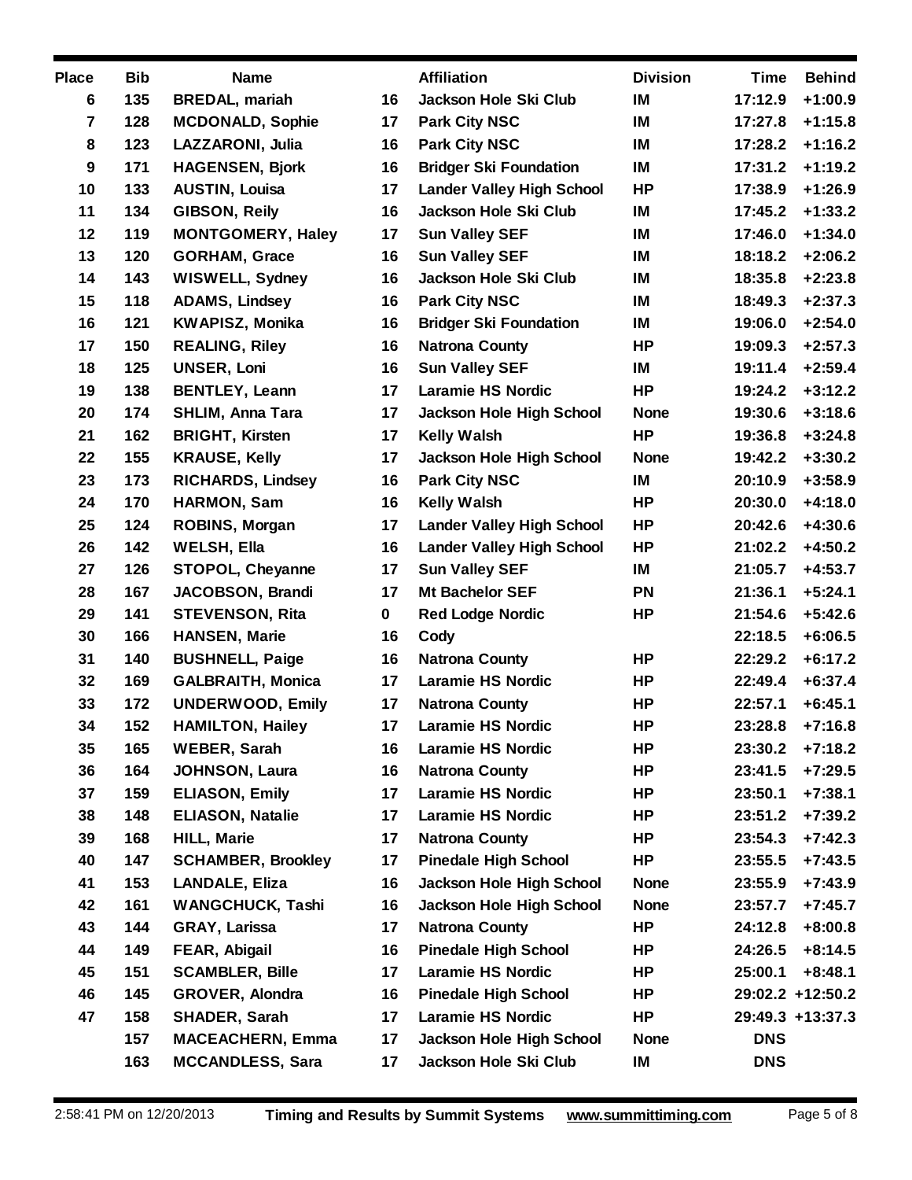| Place | Bib | Name | | Affiliation | Division | Time | Behind |
|---|---|---|---|---|---|---|---|
| 6 | 135 | BREDAL, mariah | 16 | Jackson Hole Ski Club | IM | 17:12.9 | +1:00.9 |
| 7 | 128 | MCDONALD, Sophie | 17 | Park City NSC | IM | 17:27.8 | +1:15.8 |
| 8 | 123 | LAZZARONI, Julia | 16 | Park City NSC | IM | 17:28.2 | +1:16.2 |
| 9 | 171 | HAGENSEN, Bjork | 16 | Bridger Ski Foundation | IM | 17:31.2 | +1:19.2 |
| 10 | 133 | AUSTIN, Louisa | 17 | Lander Valley High School | HP | 17:38.9 | +1:26.9 |
| 11 | 134 | GIBSON, Reily | 16 | Jackson Hole Ski Club | IM | 17:45.2 | +1:33.2 |
| 12 | 119 | MONTGOMERY, Haley | 17 | Sun Valley SEF | IM | 17:46.0 | +1:34.0 |
| 13 | 120 | GORHAM, Grace | 16 | Sun Valley SEF | IM | 18:18.2 | +2:06.2 |
| 14 | 143 | WISWELL, Sydney | 16 | Jackson Hole Ski Club | IM | 18:35.8 | +2:23.8 |
| 15 | 118 | ADAMS, Lindsey | 16 | Park City NSC | IM | 18:49.3 | +2:37.3 |
| 16 | 121 | KWAPISZ, Monika | 16 | Bridger Ski Foundation | IM | 19:06.0 | +2:54.0 |
| 17 | 150 | REALING, Riley | 16 | Natrona County | HP | 19:09.3 | +2:57.3 |
| 18 | 125 | UNSER, Loni | 16 | Sun Valley SEF | IM | 19:11.4 | +2:59.4 |
| 19 | 138 | BENTLEY, Leann | 17 | Laramie HS Nordic | HP | 19:24.2 | +3:12.2 |
| 20 | 174 | SHLIM, Anna Tara | 17 | Jackson Hole High School | None | 19:30.6 | +3:18.6 |
| 21 | 162 | BRIGHT, Kirsten | 17 | Kelly Walsh | HP | 19:36.8 | +3:24.8 |
| 22 | 155 | KRAUSE, Kelly | 17 | Jackson Hole High School | None | 19:42.2 | +3:30.2 |
| 23 | 173 | RICHARDS, Lindsey | 16 | Park City NSC | IM | 20:10.9 | +3:58.9 |
| 24 | 170 | HARMON, Sam | 16 | Kelly Walsh | HP | 20:30.0 | +4:18.0 |
| 25 | 124 | ROBINS, Morgan | 17 | Lander Valley High School | HP | 20:42.6 | +4:30.6 |
| 26 | 142 | WELSH, Ella | 16 | Lander Valley High School | HP | 21:02.2 | +4:50.2 |
| 27 | 126 | STOPOL, Cheyanne | 17 | Sun Valley SEF | IM | 21:05.7 | +4:53.7 |
| 28 | 167 | JACOBSON, Brandi | 17 | Mt Bachelor SEF | PN | 21:36.1 | +5:24.1 |
| 29 | 141 | STEVENSON, Rita | 0 | Red Lodge Nordic | HP | 21:54.6 | +5:42.6 |
| 30 | 166 | HANSEN, Marie | 16 | Cody | | 22:18.5 | +6:06.5 |
| 31 | 140 | BUSHNELL, Paige | 16 | Natrona County | HP | 22:29.2 | +6:17.2 |
| 32 | 169 | GALBRAITH, Monica | 17 | Laramie HS Nordic | HP | 22:49.4 | +6:37.4 |
| 33 | 172 | UNDERWOOD, Emily | 17 | Natrona County | HP | 22:57.1 | +6:45.1 |
| 34 | 152 | HAMILTON, Hailey | 17 | Laramie HS Nordic | HP | 23:28.8 | +7:16.8 |
| 35 | 165 | WEBER, Sarah | 16 | Laramie HS Nordic | HP | 23:30.2 | +7:18.2 |
| 36 | 164 | JOHNSON, Laura | 16 | Natrona County | HP | 23:41.5 | +7:29.5 |
| 37 | 159 | ELIASON, Emily | 17 | Laramie HS Nordic | HP | 23:50.1 | +7:38.1 |
| 38 | 148 | ELIASON, Natalie | 17 | Laramie HS Nordic | HP | 23:51.2 | +7:39.2 |
| 39 | 168 | HILL, Marie | 17 | Natrona County | HP | 23:54.3 | +7:42.3 |
| 40 | 147 | SCHAMBER, Brookley | 17 | Pinedale High School | HP | 23:55.5 | +7:43.5 |
| 41 | 153 | LANDALE, Eliza | 16 | Jackson Hole High School | None | 23:55.9 | +7:43.9 |
| 42 | 161 | WANGCHUCK, Tashi | 16 | Jackson Hole High School | None | 23:57.7 | +7:45.7 |
| 43 | 144 | GRAY, Larissa | 17 | Natrona County | HP | 24:12.8 | +8:00.8 |
| 44 | 149 | FEAR, Abigail | 16 | Pinedale High School | HP | 24:26.5 | +8:14.5 |
| 45 | 151 | SCAMBLER, Bille | 17 | Laramie HS Nordic | HP | 25:00.1 | +8:48.1 |
| 46 | 145 | GROVER, Alondra | 16 | Pinedale High School | HP | 29:02.2 | +12:50.2 |
| 47 | 158 | SHADER, Sarah | 17 | Laramie HS Nordic | HP | 29:49.3 | +13:37.3 |
| | 157 | MACEACHERN, Emma | 17 | Jackson Hole High School | None | DNS | |
| | 163 | MCCANDLESS, Sara | 17 | Jackson Hole Ski Club | IM | DNS | |

2:58:41 PM on 12/20/2013 **Timing and Results by Summit Systems** **www.summittiming.com**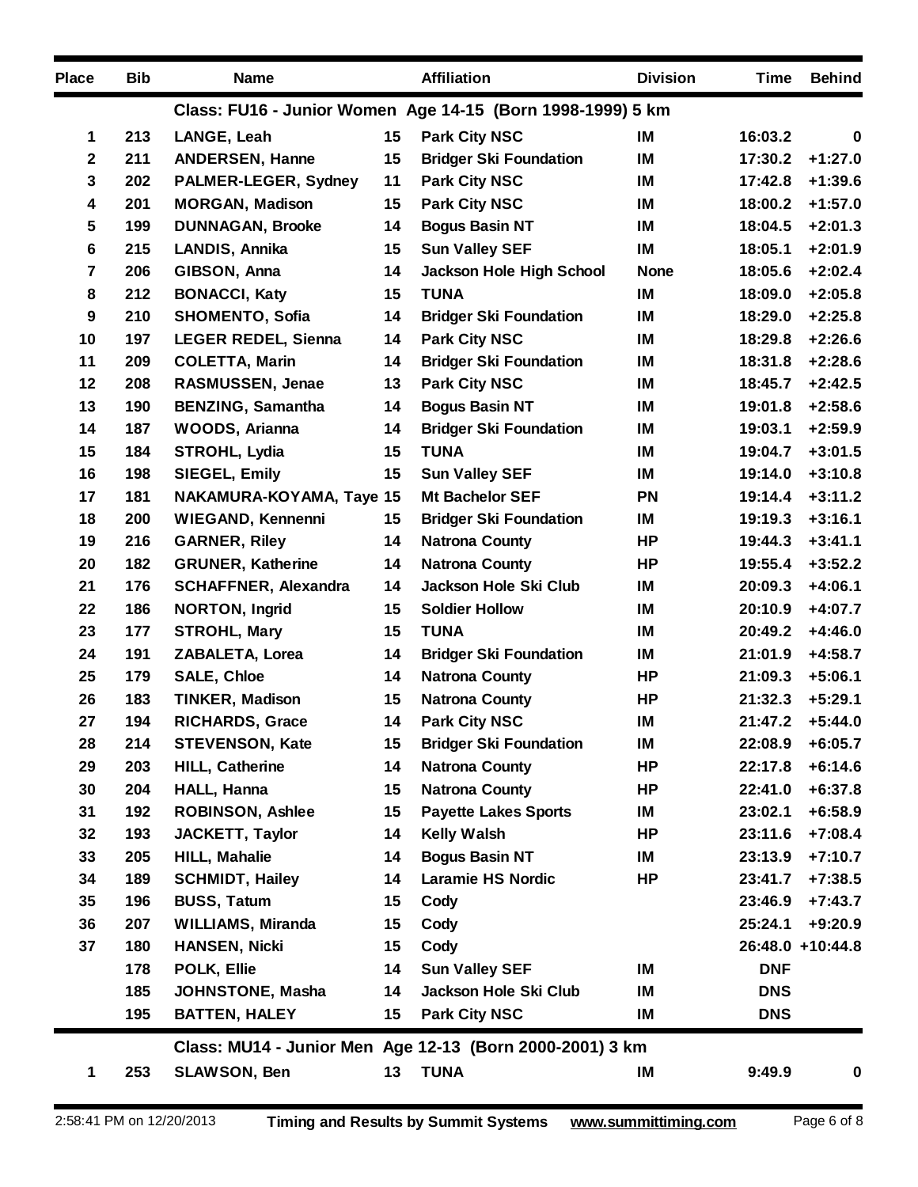| Place | Bib | Name | | Affiliation | Division | Time | Behind |
|---|---|---|---|---|---|---|---|
| | | **Class: FU16 - Junior Women Age 14-15 (Born 1998-1999) 5 km** | | | | | |
| 1 | 213 | LANGE, Leah | 15 | Park City NSC | IM | 16:03.2 | 0 |
| 2 | 211 | ANDERSEN, Hanne | 15 | Bridger Ski Foundation | IM | 17:30.2 | +1:27.0 |
| 3 | 202 | PALMER-LEGER, Sydney | 11 | Park City NSC | IM | 17:42.8 | +1:39.6 |
| 4 | 201 | MORGAN, Madison | 15 | Park City NSC | IM | 18:00.2 | +1:57.0 |
| 5 | 199 | DUNNAGAN, Brooke | 14 | Bogus Basin NT | IM | 18:04.5 | +2:01.3 |
| 6 | 215 | LANDIS, Annika | 15 | Sun Valley SEF | IM | 18:05.1 | +2:01.9 |
| 7 | 206 | GIBSON, Anna | 14 | Jackson Hole High School | None | 18:05.6 | +2:02.4 |
| 8 | 212 | BONACCI, Katy | 15 | TUNA | IM | 18:09.0 | +2:05.8 |
| 9 | 210 | SHOMENTO, Sofia | 14 | Bridger Ski Foundation | IM | 18:29.0 | +2:25.8 |
| 10 | 197 | LEGER REDEL, Sienna | 14 | Park City NSC | IM | 18:29.8 | +2:26.6 |
| 11 | 209 | COLETTA, Marin | 14 | Bridger Ski Foundation | IM | 18:31.8 | +2:28.6 |
| 12 | 208 | RASMUSSEN, Jenae | 13 | Park City NSC | IM | 18:45.7 | +2:42.5 |
| 13 | 190 | BENZING, Samantha | 14 | Bogus Basin NT | IM | 19:01.8 | +2:58.6 |
| 14 | 187 | WOODS, Arianna | 14 | Bridger Ski Foundation | IM | 19:03.1 | +2:59.9 |
| 15 | 184 | STROHL, Lydia | 15 | TUNA | IM | 19:04.7 | +3:01.5 |
| 16 | 198 | SIEGEL, Emily | 15 | Sun Valley SEF | IM | 19:14.0 | +3:10.8 |
| 17 | 181 | NAKAMURA-KOYAMA, Taye | 15 | Mt Bachelor SEF | PN | 19:14.4 | +3:11.2 |
| 18 | 200 | WIEGAND, Kennenni | 15 | Bridger Ski Foundation | IM | 19:19.3 | +3:16.1 |
| 19 | 216 | GARNER, Riley | 14 | Natrona County | HP | 19:44.3 | +3:41.1 |
| 20 | 182 | GRUNER, Katherine | 14 | Natrona County | HP | 19:55.4 | +3:52.2 |
| 21 | 176 | SCHAFFNER, Alexandra | 14 | Jackson Hole Ski Club | IM | 20:09.3 | +4:06.1 |
| 22 | 186 | NORTON, Ingrid | 15 | Soldier Hollow | IM | 20:10.9 | +4:07.7 |
| 23 | 177 | STROHL, Mary | 15 | TUNA | IM | 20:49.2 | +4:46.0 |
| 24 | 191 | ZABALETA, Lorea | 14 | Bridger Ski Foundation | IM | 21:01.9 | +4:58.7 |
| 25 | 179 | SALE, Chloe | 14 | Natrona County | HP | 21:09.3 | +5:06.1 |
| 26 | 183 | TINKER, Madison | 15 | Natrona County | HP | 21:32.3 | +5:29.1 |
| 27 | 194 | RICHARDS, Grace | 14 | Park City NSC | IM | 21:47.2 | +5:44.0 |
| 28 | 214 | STEVENSON, Kate | 15 | Bridger Ski Foundation | IM | 22:08.9 | +6:05.7 |
| 29 | 203 | HILL, Catherine | 14 | Natrona County | HP | 22:17.8 | +6:14.6 |
| 30 | 204 | HALL, Hanna | 15 | Natrona County | HP | 22:41.0 | +6:37.8 |
| 31 | 192 | ROBINSON, Ashlee | 15 | Payette Lakes Sports | IM | 23:02.1 | +6:58.9 |
| 32 | 193 | JACKETT, Taylor | 14 | Kelly Walsh | HP | 23:11.6 | +7:08.4 |
| 33 | 205 | HILL, Mahalie | 14 | Bogus Basin NT | IM | 23:13.9 | +7:10.7 |
| 34 | 189 | SCHMIDT, Hailey | 14 | Laramie HS Nordic | HP | 23:41.7 | +7:38.5 |
| 35 | 196 | BUSS, Tatum | 15 | Cody | | 23:46.9 | +7:43.7 |
| 36 | 207 | WILLIAMS, Miranda | 15 | Cody | | 25:24.1 | +9:20.9 |
| 37 | 180 | HANSEN, Nicki | 15 | Cody | | 26:48.0 | +10:44.8 |
| | 178 | POLK, Ellie | 14 | Sun Valley SEF | IM | DNF | |
| | 185 | JOHNSTONE, Masha | 14 | Jackson Hole Ski Club | IM | DNS | |
| | 195 | BATTEN, HALEY | 15 | Park City NSC | IM | DNS | |
| | | **Class: MU14 - Junior Men Age 12-13 (Born 2000-2001) 3 km** | | | | | |
| 1 | 253 | SLAWSON, Ben | 13 | TUNA | IM | 9:49.9 | 0 |

2:58:41 PM on 12/20/2013 **Timing and Results by Summit Systems** www.summittiming.com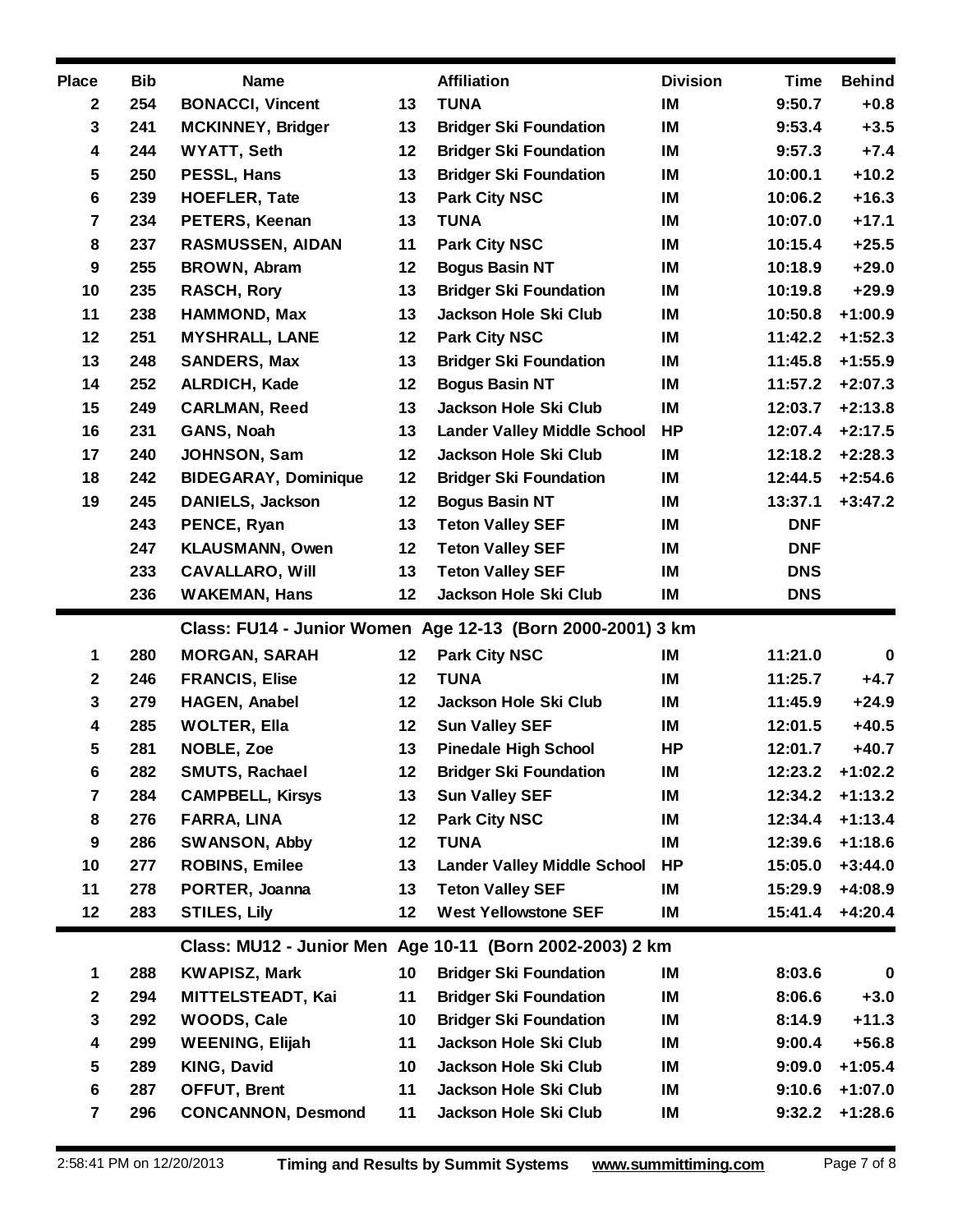| Place | Bib | Name | | Affiliation | Division | Time | Behind |
|---|---|---|---|---|---|---|---|
| 2 | 254 | BONACCI, Vincent | 13 | TUNA | IM | 9:50.7 | +0.8 |
| 3 | 241 | MCKINNEY, Bridger | 13 | Bridger Ski Foundation | IM | 9:53.4 | +3.5 |
| 4 | 244 | WYATT, Seth | 12 | Bridger Ski Foundation | IM | 9:57.3 | +7.4 |
| 5 | 250 | PESSL, Hans | 13 | Bridger Ski Foundation | IM | 10:00.1 | +10.2 |
| 6 | 239 | HOEFLER, Tate | 13 | Park City NSC | IM | 10:06.2 | +16.3 |
| 7 | 234 | PETERS, Keenan | 13 | TUNA | IM | 10:07.0 | +17.1 |
| 8 | 237 | RASMUSSEN, AIDAN | 11 | Park City NSC | IM | 10:15.4 | +25.5 |
| 9 | 255 | BROWN, Abram | 12 | Bogus Basin NT | IM | 10:18.9 | +29.0 |
| 10 | 235 | RASCH, Rory | 13 | Bridger Ski Foundation | IM | 10:19.8 | +29.9 |
| 11 | 238 | HAMMOND, Max | 13 | Jackson Hole Ski Club | IM | 10:50.8 | +1:00.9 |
| 12 | 251 | MYSHRALL, LANE | 12 | Park City NSC | IM | 11:42.2 | +1:52.3 |
| 13 | 248 | SANDERS, Max | 13 | Bridger Ski Foundation | IM | 11:45.8 | +1:55.9 |
| 14 | 252 | ALRDICH, Kade | 12 | Bogus Basin NT | IM | 11:57.2 | +2:07.3 |
| 15 | 249 | CARLMAN, Reed | 13 | Jackson Hole Ski Club | IM | 12:03.7 | +2:13.8 |
| 16 | 231 | GANS, Noah | 13 | Lander Valley Middle School | HP | 12:07.4 | +2:17.5 |
| 17 | 240 | JOHNSON, Sam | 12 | Jackson Hole Ski Club | IM | 12:18.2 | +2:28.3 |
| 18 | 242 | BIDEGARAY, Dominique | 12 | Bridger Ski Foundation | IM | 12:44.5 | +2:54.6 |
| 19 | 245 | DANIELS, Jackson | 12 | Bogus Basin NT | IM | 13:37.1 | +3:47.2 |
| | 243 | PENCE, Ryan | 13 | Teton Valley SEF | IM | DNF | |
| | 247 | KLAUSMANN, Owen | 12 | Teton Valley SEF | IM | DNF | |
| | 233 | CAVALLARO, Will | 13 | Teton Valley SEF | IM | DNS | |
| | 236 | WAKEMAN, Hans | 12 | Jackson Hole Ski Club | IM | DNS | |

## Class: FU14 - Junior Women Age 12-13 (Born 2000-2001) 3 km

| Place | Bib | Name | | Affiliation | Division | Time | Behind |
|---|---|---|---|---|---|---|---|
| 1 | 280 | MORGAN, SARAH | 12 | Park City NSC | IM | 11:21.0 | 0 |
| 2 | 246 | FRANCIS, Elise | 12 | TUNA | IM | 11:25.7 | +4.7 |
| 3 | 279 | HAGEN, Anabel | 12 | Jackson Hole Ski Club | IM | 11:45.9 | +24.9 |
| 4 | 285 | WOLTER, Ella | 12 | Sun Valley SEF | IM | 12:01.5 | +40.5 |
| 5 | 281 | NOBLE, Zoe | 13 | Pinedale High School | HP | 12:01.7 | +40.7 |
| 6 | 282 | SMUTS, Rachael | 12 | Bridger Ski Foundation | IM | 12:23.2 | +1:02.2 |
| 7 | 284 | CAMPBELL, Kirsys | 13 | Sun Valley SEF | IM | 12:34.2 | +1:13.2 |
| 8 | 276 | FARRA, LINA | 12 | Park City NSC | IM | 12:34.4 | +1:13.4 |
| 9 | 286 | SWANSON, Abby | 12 | TUNA | IM | 12:39.6 | +1:18.6 |
| 10 | 277 | ROBINS, Emilee | 13 | Lander Valley Middle School | HP | 15:05.0 | +3:44.0 |
| 11 | 278 | PORTER, Joanna | 13 | Teton Valley SEF | IM | 15:29.9 | +4:08.9 |
| 12 | 283 | STILES, Lily | 12 | West Yellowstone SEF | IM | 15:41.4 | +4:20.4 |

## Class: MU12 - Junior Men Age 10-11 (Born 2002-2003) 2 km

| Place | Bib | Name | | Affiliation | Division | Time | Behind |
|---|---|---|---|---|---|---|---|
| 1 | 288 | KWAPISZ, Mark | 10 | Bridger Ski Foundation | IM | 8:03.6 | 0 |
| 2 | 294 | MITTELSTEADT, Kai | 11 | Bridger Ski Foundation | IM | 8:06.6 | +3.0 |
| 3 | 292 | WOODS, Cale | 10 | Bridger Ski Foundation | IM | 8:14.9 | +11.3 |
| 4 | 299 | WEENING, Elijah | 11 | Jackson Hole Ski Club | IM | 9:00.4 | +56.8 |
| 5 | 289 | KING, David | 10 | Jackson Hole Ski Club | IM | 9:09.0 | +1:05.4 |
| 6 | 287 | OFFUT, Brent | 11 | Jackson Hole Ski Club | IM | 9:10.6 | +1:07.0 |
| 7 | 296 | CONCANNON, Desmond | 11 | Jackson Hole Ski Club | IM | 9:32.2 | +1:28.6 |

2:58:41 PM on 12/20/2013 **Timing and Results by Summit Systems** www.summittiming.com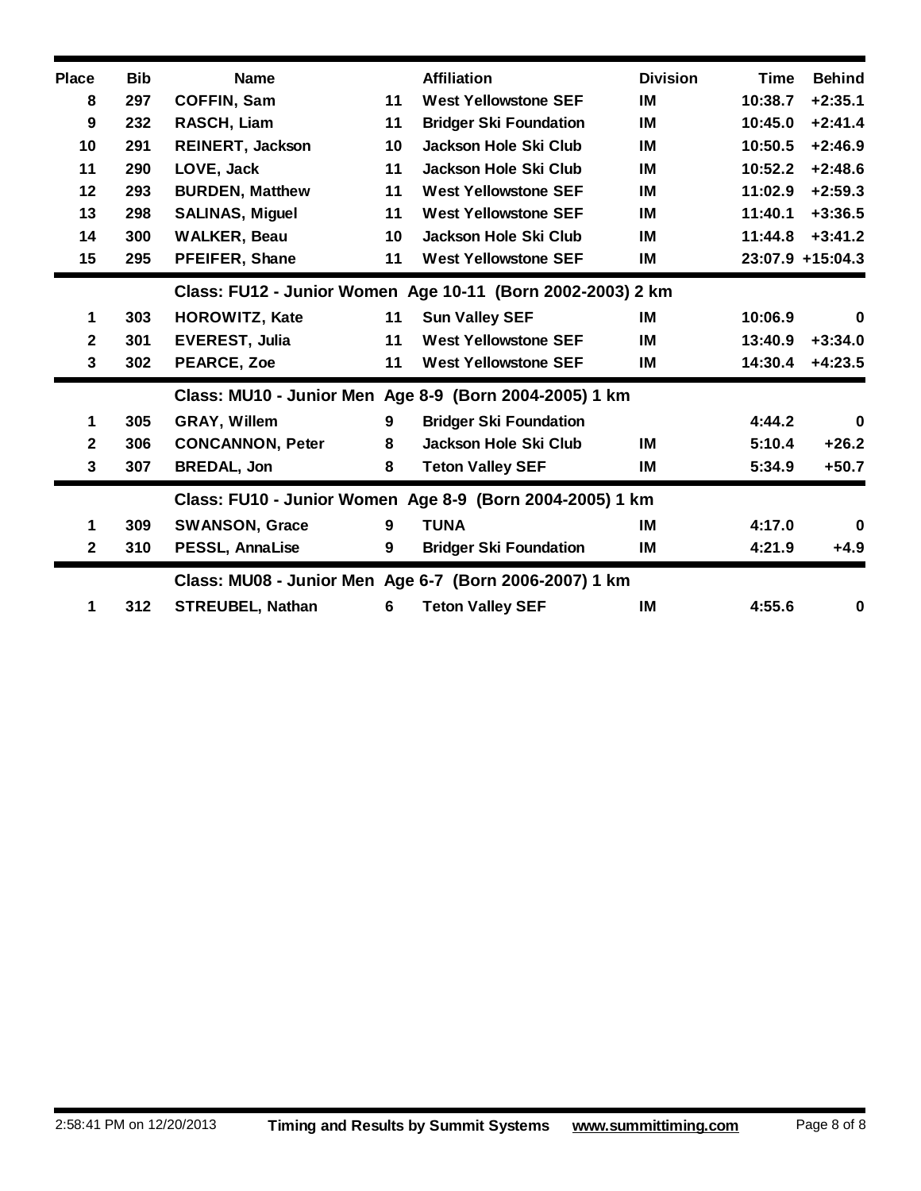| Place | Bib | Name | | Affiliation | Division | Time | Behind |
|---|---|---|---|---|---|---|---|
| 8 | 297 | COFFIN, Sam | 11 | West Yellowstone SEF | IM | 10:38.7 | +2:35.1 |
| 9 | 232 | RASCH, Liam | 11 | Bridger Ski Foundation | IM | 10:45.0 | +2:41.4 |
| 10 | 291 | REINERT, Jackson | 10 | Jackson Hole Ski Club | IM | 10:50.5 | +2:46.9 |
| 11 | 290 | LOVE, Jack | 11 | Jackson Hole Ski Club | IM | 10:52.2 | +2:48.6 |
| 12 | 293 | BURDEN, Matthew | 11 | West Yellowstone SEF | IM | 11:02.9 | +2:59.3 |
| 13 | 298 | SALINAS, Miguel | 11 | West Yellowstone SEF | IM | 11:40.1 | +3:36.5 |
| 14 | 300 | WALKER, Beau | 10 | Jackson Hole Ski Club | IM | 11:44.8 | +3:41.2 |
| 15 | 295 | PFEIFER, Shane | 11 | West Yellowstone SEF | IM | 23:07.9 | +15:04.3 |

**Class: FU12 - Junior Women Age 10-11 (Born 2002-2003) 2 km**

| Place | Bib | Name | | Affiliation | Division | Time | Behind |
|---|---|---|---|---|---|---|---|
| 1 | 303 | HOROWITZ, Kate | 11 | Sun Valley SEF | IM | 10:06.9 | 0 |
| 2 | 301 | EVEREST, Julia | 11 | West Yellowstone SEF | IM | 13:40.9 | +3:34.0 |
| 3 | 302 | PEARCE, Zoe | 11 | West Yellowstone SEF | IM | 14:30.4 | +4:23.5 |

**Class: MU10 - Junior Men Age 8-9 (Born 2004-2005) 1 km**

| Place | Bib | Name | | Affiliation | Division | Time | Behind |
|---|---|---|---|---|---|---|---|
| 1 | 305 | GRAY, Willem | 9 | Bridger Ski Foundation | | 4:44.2 | 0 |
| 2 | 306 | CONCANNON, Peter | 8 | Jackson Hole Ski Club | IM | 5:10.4 | +26.2 |
| 3 | 307 | BREDAL, Jon | 8 | Teton Valley SEF | IM | 5:34.9 | +50.7 |

**Class: FU10 - Junior Women Age 8-9 (Born 2004-2005) 1 km**

| Place | Bib | Name | | Affiliation | Division | Time | Behind |
|---|---|---|---|---|---|---|---|
| 1 | 309 | SWANSON, Grace | 9 | TUNA | IM | 4:17.0 | 0 |
| 2 | 310 | PESSL, AnnaLise | 9 | Bridger Ski Foundation | IM | 4:21.9 | +4.9 |

**Class: MU08 - Junior Men Age 6-7 (Born 2006-2007) 1 km**

| Place | Bib | Name | | Affiliation | Division | Time | Behind |
|---|---|---|---|---|---|---|---|
| 1 | 312 | STREUBEL, Nathan | 6 | Teton Valley SEF | IM | 4:55.6 | 0 |

2:58:41 PM on 12/20/2013 **Timing and Results by Summit Systems** **www.summittiming.com**